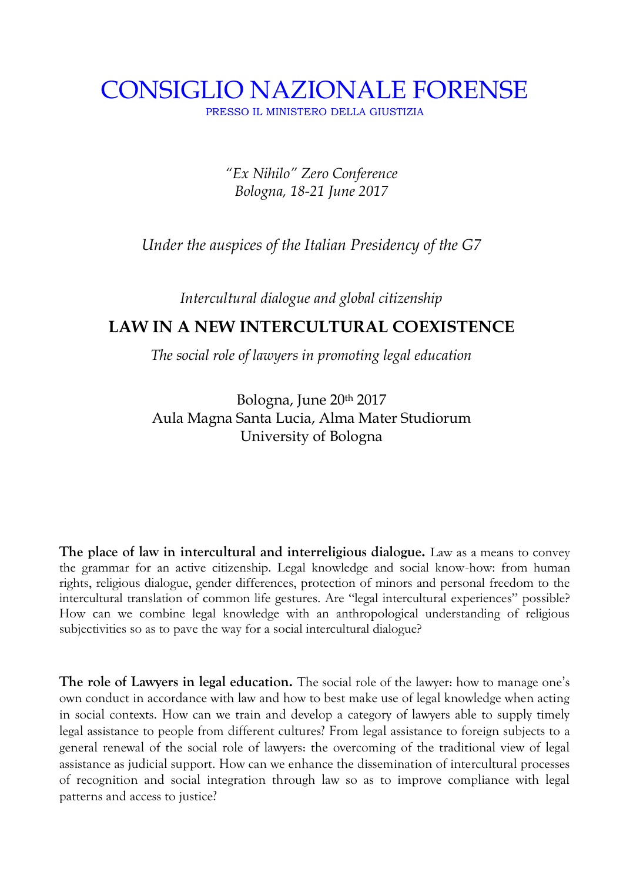# CONSIGLIO NAZIONALE FORENSE

PRESSO IL MINISTERO DELLA GIUSTIZIA

*"Ex Nihilo" Zero Conference*
*Bologna, 18-21 June 2017*

*Under the auspices of the Italian Presidency of the G7*

*Intercultural dialogue and global citizenship*

## LAW IN A NEW INTERCULTURAL COEXISTENCE

*The social role of lawyers in promoting legal education*

Bologna, June 20th 2017
Aula Magna Santa Lucia, Alma Mater Studiorum
University of Bologna

**The place of law in intercultural and interreligious dialogue.** Law as a means to convey the grammar for an active citizenship. Legal knowledge and social know-how: from human rights, religious dialogue, gender differences, protection of minors and personal freedom to the intercultural translation of common life gestures. Are "legal intercultural experiences" possible? How can we combine legal knowledge with an anthropological understanding of religious subjectivities so as to pave the way for a social intercultural dialogue?

**The role of Lawyers in legal education.** The social role of the lawyer: how to manage one's own conduct in accordance with law and how to best make use of legal knowledge when acting in social contexts. How can we train and develop a category of lawyers able to supply timely legal assistance to people from different cultures? From legal assistance to foreign subjects to a general renewal of the social role of lawyers: the overcoming of the traditional view of legal assistance as judicial support. How can we enhance the dissemination of intercultural processes of recognition and social integration through law so as to improve compliance with legal patterns and access to justice?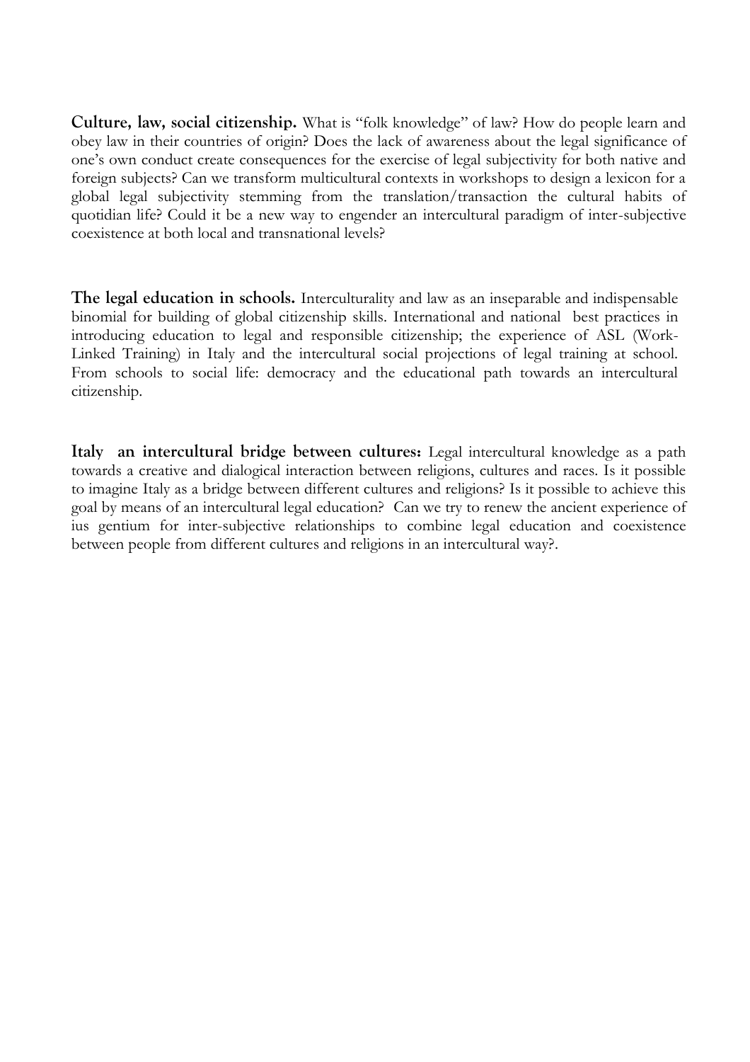**Culture, law, social citizenship.** What is "folk knowledge" of law? How do people learn and obey law in their countries of origin? Does the lack of awareness about the legal significance of one's own conduct create consequences for the exercise of legal subjectivity for both native and foreign subjects? Can we transform multicultural contexts in workshops to design a lexicon for a global legal subjectivity stemming from the translation/transaction the cultural habits of quotidian life? Could it be a new way to engender an intercultural paradigm of inter-subjective coexistence at both local and transnational levels?

**The legal education in schools.** Interculturality and law as an inseparable and indispensable binomial for building of global citizenship skills. International and national best practices in introducing education to legal and responsible citizenship; the experience of ASL (Work-Linked Training) in Italy and the intercultural social projections of legal training at school. From schools to social life: democracy and the educational path towards an intercultural citizenship.

**Italy an intercultural bridge between cultures:** Legal intercultural knowledge as a path towards a creative and dialogical interaction between religions, cultures and races. Is it possible to imagine Italy as a bridge between different cultures and religions? Is it possible to achieve this goal by means of an intercultural legal education? Can we try to renew the ancient experience of ius gentium for inter-subjective relationships to combine legal education and coexistence between people from different cultures and religions in an intercultural way?.